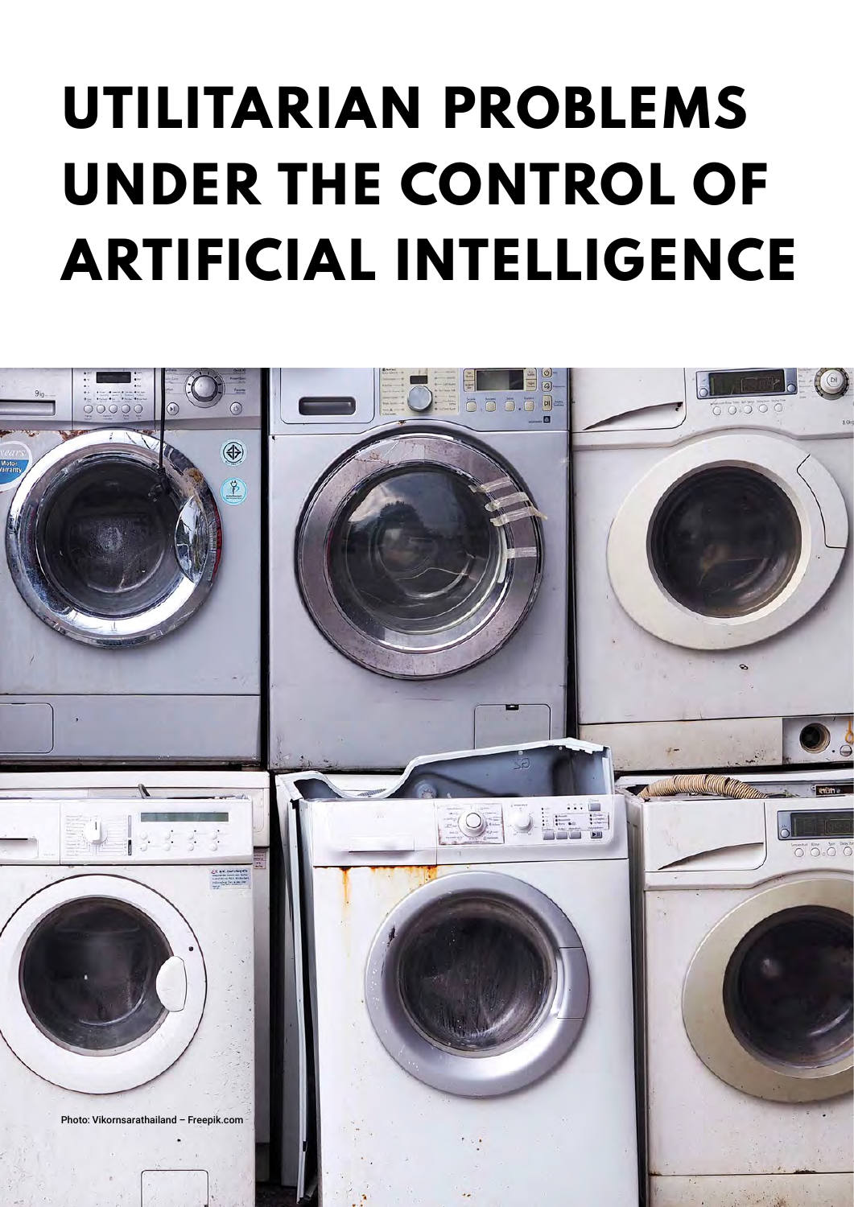# UTILITARIAN PROBLEMS UNDER THE CONTROL OF ARTIFICIAL INTELLIGENCE

Photo: Vikornsarathailand – Freepik.com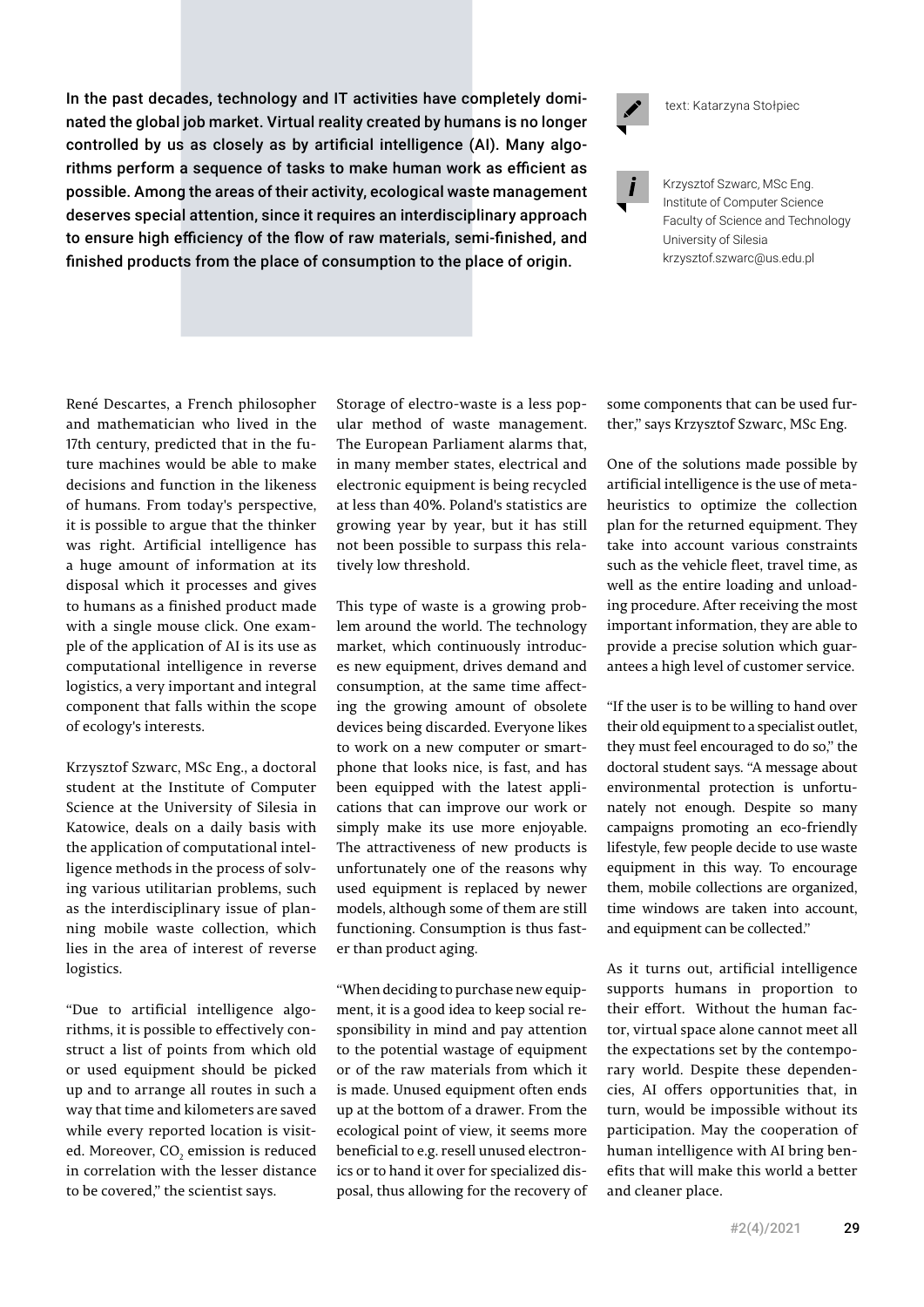**In the past decades, technology and IT activities have completely dominated the global job market. Virtual reality created by humans is no longer controlled by us as closely as by artificial intelligence (AI). Many algorithms perform a sequence of tasks to make human work as efficient as possible. Among the areas of their activity, ecological waste management deserves special attention, since it requires an interdisciplinary approach to ensure high efficiency of the flow of raw materials, semi-finished, and finished products from the place of consumption to the place of origin.**

text: Katarzyna Stołpiec

Krzysztof Szwarc, MSc Eng.
Institute of Computer Science
Faculty of Science and Technology
University of Silesia
krzysztof.szwarc@us.edu.pl

René Descartes, a French philosopher and mathematician who lived in the 17th century, predicted that in the future machines would be able to make decisions and function in the likeness of humans. From today's perspective, it is possible to argue that the thinker was right. Artificial intelligence has a huge amount of information at its disposal which it processes and gives to humans as a finished product made with a single mouse click. One example of the application of AI is its use as computational intelligence in reverse logistics, a very important and integral component that falls within the scope of ecology's interests.

Krzysztof Szwarc, MSc Eng., a doctoral student at the Institute of Computer Science at the University of Silesia in Katowice, deals on a daily basis with the application of computational intelligence methods in the process of solving various utilitarian problems, such as the interdisciplinary issue of planning mobile waste collection, which lies in the area of interest of reverse logistics.

"Due to artificial intelligence algorithms, it is possible to effectively construct a list of points from which old or used equipment should be picked up and to arrange all routes in such a way that time and kilometers are saved while every reported location is visited. Moreover, $CO_2$ emission is reduced in correlation with the lesser distance to be covered," the scientist says.

Storage of electro-waste is a less popular method of waste management. The European Parliament alarms that, in many member states, electrical and electronic equipment is being recycled at less than 40%. Poland's statistics are growing year by year, but it has still not been possible to surpass this relatively low threshold.

This type of waste is a growing problem around the world. The technology market, which continuously introduces new equipment, drives demand and consumption, at the same time affecting the growing amount of obsolete devices being discarded. Everyone likes to work on a new computer or smartphone that looks nice, is fast, and has been equipped with the latest applications that can improve our work or simply make its use more enjoyable. The attractiveness of new products is unfortunately one of the reasons why used equipment is replaced by newer models, although some of them are still functioning. Consumption is thus faster than product aging.

"When deciding to purchase new equipment, it is a good idea to keep social responsibility in mind and pay attention to the potential wastage of equipment or of the raw materials from which it is made. Unused equipment often ends up at the bottom of a drawer. From the ecological point of view, it seems more beneficial to e.g. resell unused electronics or to hand it over for specialized disposal, thus allowing for the recovery of some components that can be used further," says Krzysztof Szwarc, MSc Eng.

One of the solutions made possible by artificial intelligence is the use of metaheuristics to optimize the collection plan for the returned equipment. They take into account various constraints such as the vehicle fleet, travel time, as well as the entire loading and unloading procedure. After receiving the most important information, they are able to provide a precise solution which guarantees a high level of customer service.

"If the user is to be willing to hand over their old equipment to a specialist outlet, they must feel encouraged to do so," the doctoral student says. "A message about environmental protection is unfortunately not enough. Despite so many campaigns promoting an eco-friendly lifestyle, few people decide to use waste equipment in this way. To encourage them, mobile collections are organized, time windows are taken into account, and equipment can be collected."

As it turns out, artificial intelligence supports humans in proportion to their effort. Without the human factor, virtual space alone cannot meet all the expectations set by the contemporary world. Despite these dependencies, AI offers opportunities that, in turn, would be impossible without its participation. May the cooperation of human intelligence with AI bring benefits that will make this world a better and cleaner place.